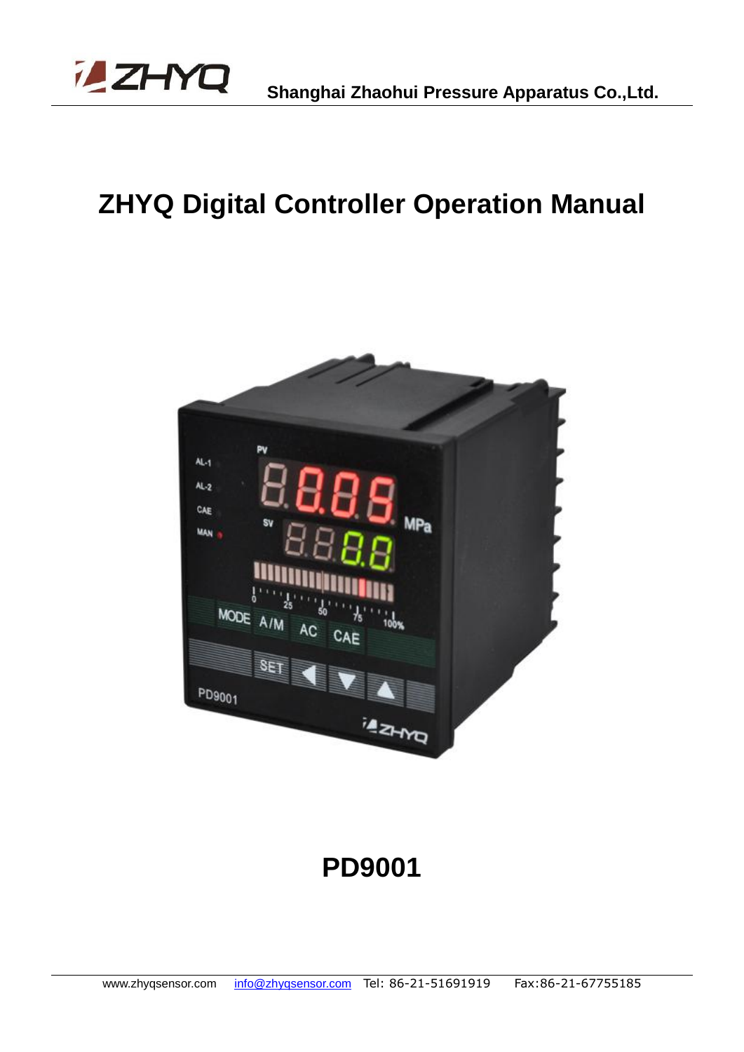Shanghai Zhaohui Pressure Apparatus Co.,Ltd.

# ZHYQ Digital Controller Operation Manual

# PD9001

www.zhyqsensor.com info@zhyqsensor.com Tel: 86-21-51691919 Fax:86-21-67755185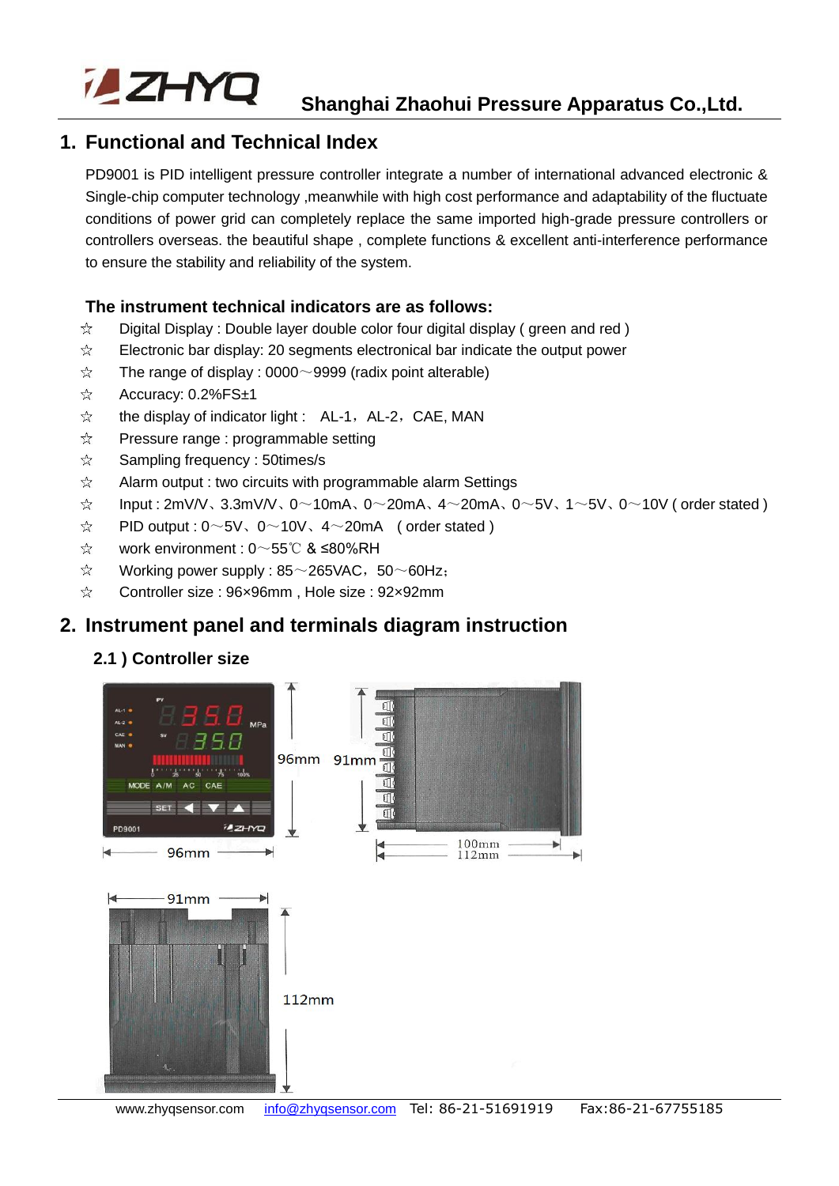## 1. Functional and Technical Index

PD9001 is PID intelligent pressure controller integrate a number of international advanced electronic & Single-chip computer technology ,meanwhile with high cost performance and adaptability of the fluctuate conditions of power grid can completely replace the same imported high-grade pressure controllers or controllers overseas. the beautiful shape , complete functions & excellent anti-interference performance to ensure the stability and reliability of the system.

**The instrument technical indicators are as follows:**

- ☆ Digital Display : Double layer double color four digital display ( green and red )
- ☆ Electronic bar display: 20 segments electronical bar indicate the output power
- ☆ The range of display : 0000～9999 (radix point alterable)
- ☆ Accuracy: 0.2%FS±1
- ☆ the display of indicator light : AL-1，AL-2，CAE, MAN
- ☆ Pressure range : programmable setting
- ☆ Sampling frequency : 50times/s
- ☆ Alarm output : two circuits with programmable alarm Settings
- ☆ Input : 2mV/V、3.3mV/V、0～10mA、0～20mA、4～20mA、0～5V、1～5V、0～10V ( order stated )
- ☆ PID output : 0～5V、0～10V、4～20mA ( order stated )
- ☆ work environment : 0～55℃ & ≤80%RH
- ☆ Working power supply : 85～265VAC，50～60Hz;
- ☆ Controller size : 96×96mm , Hole size : 92×92mm

## 2. Instrument panel and terminals diagram instruction

### 2.1 ) Controller size

96mm 91mm 96mm 100mm 112mm 91mm 112mm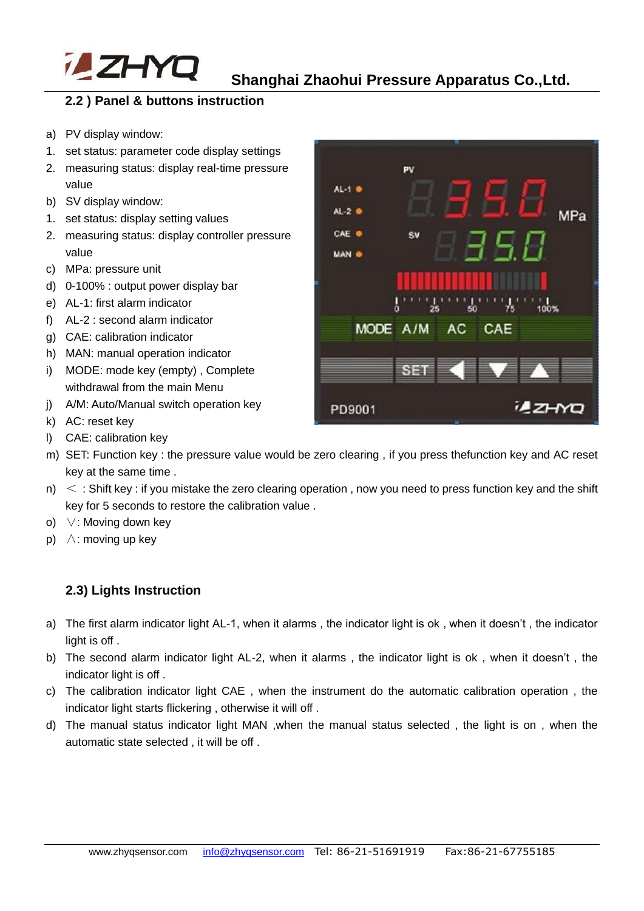## 2.2 ) Panel & buttons instruction

a) PV display window:
1. set status: parameter code display settings
2. measuring status: display real-time pressure value

b) SV display window:
1. set status: display setting values
2. measuring status: display controller pressure value

c) MPa: pressure unit
d) 0-100% : output power display bar
e) AL-1: first alarm indicator
f) AL-2 : second alarm indicator
g) CAE: calibration indicator
h) MAN: manual operation indicator
i) MODE: mode key (empty) , Complete withdrawal from the main Menu
j) A/M: Auto/Manual switch operation key
k) AC: reset key
l) CAE: calibration key
m) SET: Function key : the pressure value would be zero clearing , if you press thefunction key and AC reset key at the same time .
n) ＜ : Shift key : if you mistake the zero clearing operation , now you need to press function key and the shift key for 5 seconds to restore the calibration value .
o) ∨: Moving down key
p) ∧: moving up key

## 2.3) Lights Instruction

a) The first alarm indicator light AL-1, when it alarms , the indicator light is ok , when it doesn’t , the indicator light is off .
b) The second alarm indicator light AL-2, when it alarms , the indicator light is ok , when it doesn’t , the indicator light is off .
c) The calibration indicator light CAE , when the instrument do the automatic calibration operation , the indicator light starts flickering , otherwise it will off .
d) The manual status indicator light MAN ,when the manual status selected , the light is on , when the automatic state selected , it will be off .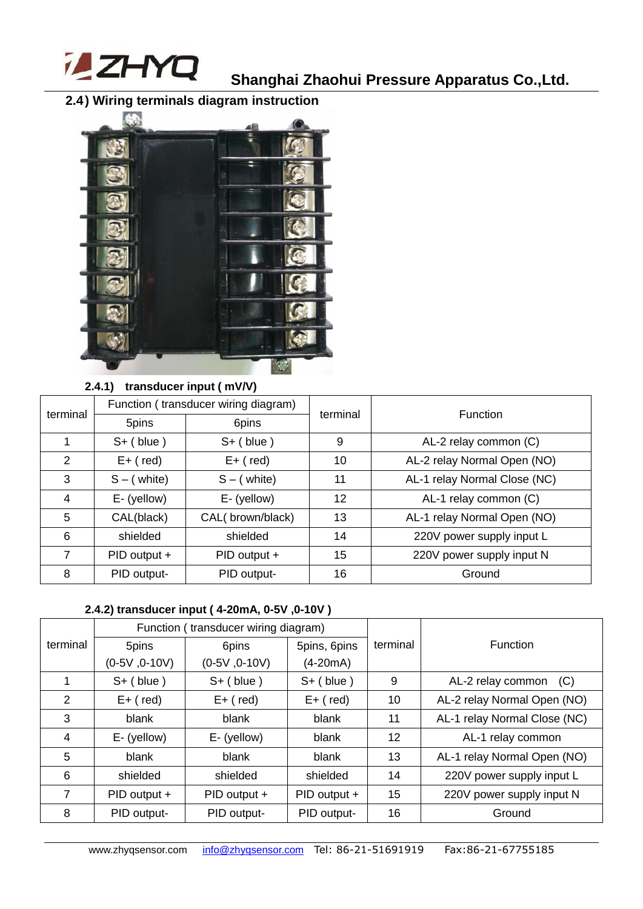## 2.4) Wiring terminals diagram instruction

### 2.4.1) transducer input ( mV/V)

| terminal | Function ( transducer wiring diagram) | | terminal | Function |
|---|---|---|---|---|
| | 5pins | 6pins | | |
| 1 | S+ ( blue ) | S+ ( blue ) | 9 | AL-2 relay common (C) |
| 2 | E+ ( red) | E+ ( red) | 10 | AL-2 relay Normal Open (NO) |
| 3 | S – ( white) | S – ( white) | 11 | AL-1 relay Normal Close (NC) |
| 4 | E- (yellow) | E- (yellow) | 12 | AL-1 relay common (C) |
| 5 | CAL(black) | CAL( brown/black) | 13 | AL-1 relay Normal Open (NO) |
| 6 | shielded | shielded | 14 | 220V power supply input L |
| 7 | PID output + | PID output + | 15 | 220V power supply input N |
| 8 | PID output- | PID output- | 16 | Ground |

### 2.4.2) transducer input ( 4-20mA, 0-5V ,0-10V )

| terminal | Function ( transducer wiring diagram) | | | terminal | Function |
|---|---|---|---|---|---|
| | 5pins (0-5V ,0-10V) | 6pins (0-5V ,0-10V) | 5pins, 6pins (4-20mA) | | |
| 1 | S+ ( blue ) | S+ ( blue ) | S+ ( blue ) | 9 | AL-2 relay common (C) |
| 2 | E+ ( red) | E+ ( red) | E+ ( red) | 10 | AL-2 relay Normal Open (NO) |
| 3 | blank | blank | blank | 11 | AL-1 relay Normal Close (NC) |
| 4 | E- (yellow) | E- (yellow) | blank | 12 | AL-1 relay common |
| 5 | blank | blank | blank | 13 | AL-1 relay Normal Open (NO) |
| 6 | shielded | shielded | shielded | 14 | 220V power supply input L |
| 7 | PID output + | PID output + | PID output + | 15 | 220V power supply input N |
| 8 | PID output- | PID output- | PID output- | 16 | Ground |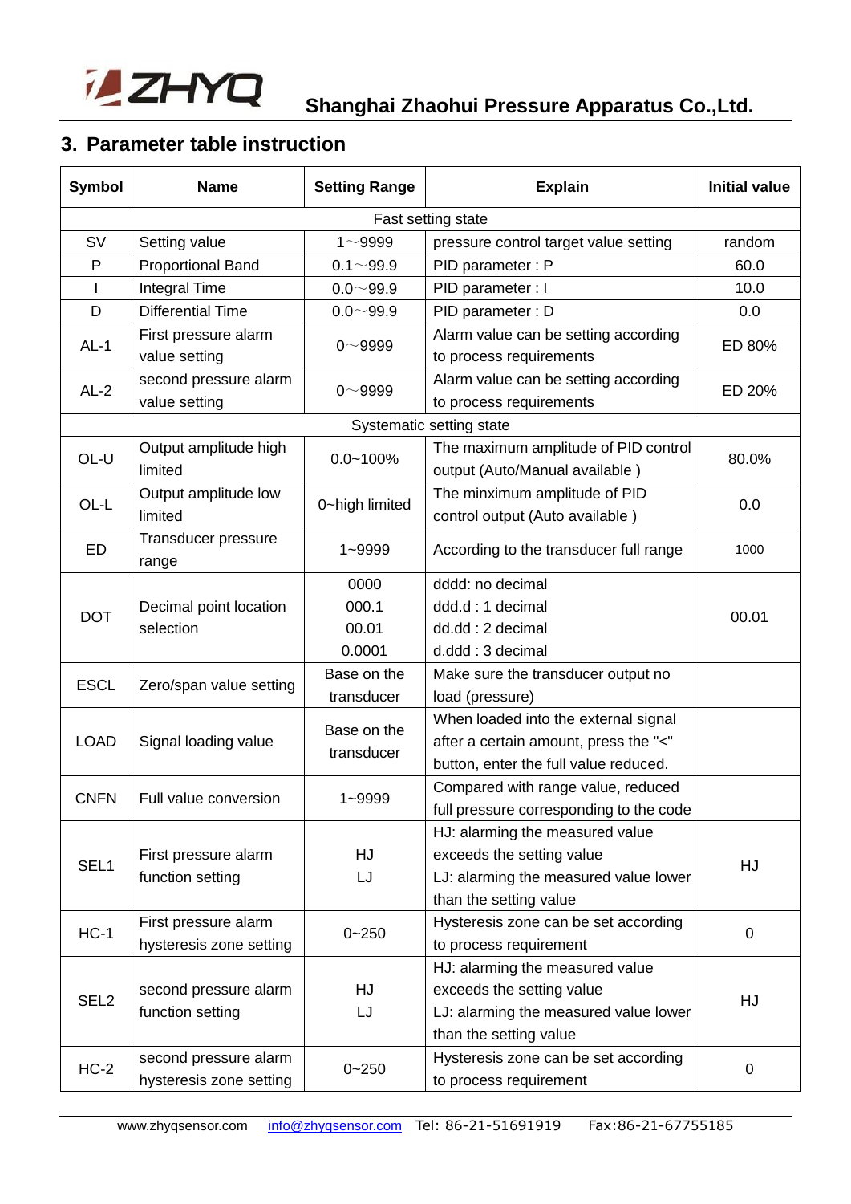## 3. Parameter table instruction

| Symbol | Name | Setting Range | Explain | Initial value |
|---|---|---|---|---|
| Fast setting state | | | | |
| SV | Setting value | 1～9999 | pressure control target value setting | random |
| P | Proportional Band | 0.1～99.9 | PID parameter : P | 60.0 |
| I | Integral Time | 0.0～99.9 | PID parameter : I | 10.0 |
| D | Differential Time | 0.0～99.9 | PID parameter : D | 0.0 |
| AL-1 | First pressure alarm value setting | 0～9999 | Alarm value can be setting according to process requirements | ED 80% |
| AL-2 | second pressure alarm value setting | 0～9999 | Alarm value can be setting according to process requirements | ED 20% |
| Systematic setting state | | | | |
| OL-U | Output amplitude high limited | 0.0~100% | The maximum amplitude of PID control output (Auto/Manual available ) | 80.0% |
| OL-L | Output amplitude low limited | 0~high limited | The minximum amplitude of PID control output (Auto available ) | 0.0 |
| ED | Transducer pressure range | 1~9999 | According to the transducer full range | 1000 |
| DOT | Decimal point location selection | 0000<br>000.1<br>00.01<br>0.0001 | dddd: no decimal<br>ddd.d : 1 decimal<br>dd.dd : 2 decimal<br>d.ddd : 3 decimal | 00.01 |
| ESCL | Zero/span value setting | Base on the transducer | Make sure the transducer output no load (pressure) | |
| LOAD | Signal loading value | Base on the transducer | When loaded into the external signal after a certain amount, press the "<" button, enter the full value reduced. | |
| CNFN | Full value conversion | 1~9999 | Compared with range value, reduced full pressure corresponding to the code | |
| SEL1 | First pressure alarm function setting | HJ<br>LJ | HJ: alarming the measured value exceeds the setting value<br>LJ: alarming the measured value lower than the setting value | HJ |
| HC-1 | First pressure alarm hysteresis zone setting | 0~250 | Hysteresis zone can be set according to process requirement | 0 |
| SEL2 | second pressure alarm function setting | HJ<br>LJ | HJ: alarming the measured value exceeds the setting value<br>LJ: alarming the measured value lower than the setting value | HJ |
| HC-2 | second pressure alarm hysteresis zone setting | 0~250 | Hysteresis zone can be set according to process requirement | 0 |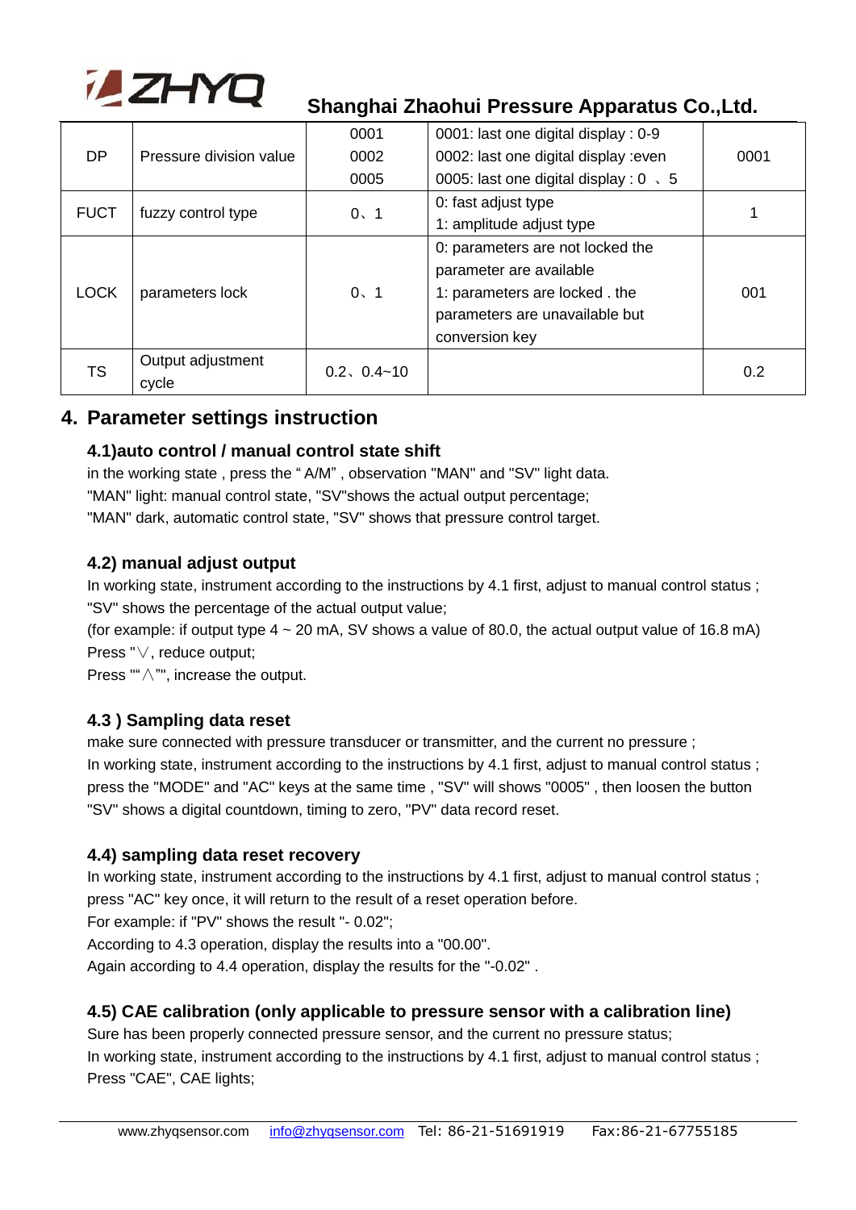| DP | Pressure division value | 0001<br>0002<br>0005 | 0001: last one digital display : 0-9<br>0002: last one digital display :even<br>0005: last one digital display : 0 、5 | 0001 |
|---|---|---|---|---|
| FUCT | fuzzy control type | 0、1 | 0: fast adjust type<br>1: amplitude adjust type | 1 |
| LOCK | parameters lock | 0、1 | 0: parameters are not locked the parameter are available<br>1: parameters are locked . the parameters are unavailable but conversion key | 001 |
| TS | Output adjustment cycle | 0.2、0.4~10 | | 0.2 |

## 4. Parameter settings instruction

### 4.1)auto control / manual control state shift

in the working state , press the “ A/M” , observation "MAN" and "SV" light data.
"MAN" light: manual control state, "SV"shows the actual output percentage;
"MAN" dark, automatic control state, "SV" shows that pressure control target.

### 4.2) manual adjust output

In working state, instrument according to the instructions by 4.1 first, adjust to manual control status ;
"SV" shows the percentage of the actual output value;
(for example: if output type 4 ~ 20 mA, SV shows a value of 80.0, the actual output value of 16.8 mA)
Press "∨, reduce output;
Press "“∧"", increase the output.

### 4.3 ) Sampling data reset

make sure connected with pressure transducer or transmitter, and the current no pressure ;
In working state, instrument according to the instructions by 4.1 first, adjust to manual control status ;
press the "MODE" and "AC" keys at the same time , "SV" will shows "0005" , then loosen the button
"SV" shows a digital countdown, timing to zero, "PV" data record reset.

### 4.4) sampling data reset recovery

In working state, instrument according to the instructions by 4.1 first, adjust to manual control status ;
press "AC" key once, it will return to the result of a reset operation before.
For example: if "PV" shows the result "- 0.02";
According to 4.3 operation, display the results into a "00.00".
Again according to 4.4 operation, display the results for the "-0.02" .

### 4.5) CAE calibration (only applicable to pressure sensor with a calibration line)

Sure has been properly connected pressure sensor, and the current no pressure status;
In working state, instrument according to the instructions by 4.1 first, adjust to manual control status ;
Press "CAE", CAE lights;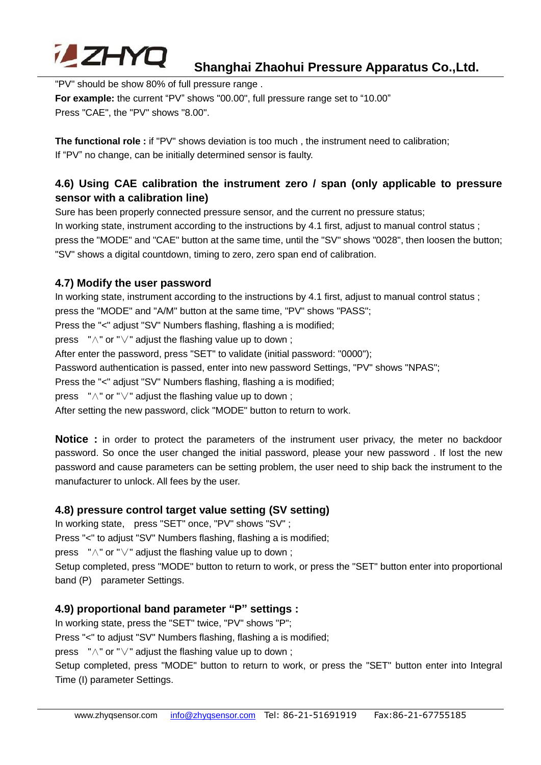"PV" should be show 80% of full pressure range .

**For example:** the current “PV” shows "00.00", full pressure range set to “10.00”

Press "CAE", the "PV" shows "8.00".

**The functional role :** if "PV" shows deviation is too much , the instrument need to calibration;

If “PV” no change, can be initially determined sensor is faulty.

### 4.6) Using CAE calibration the instrument zero / span (only applicable to pressure sensor with a calibration line)

Sure has been properly connected pressure sensor, and the current no pressure status;

In working state, instrument according to the instructions by 4.1 first, adjust to manual control status ;

press the "MODE" and "CAE" button at the same time, until the "SV" shows "0028", then loosen the button;

"SV" shows a digital countdown, timing to zero, zero span end of calibration.

### 4.7) Modify the user password

In working state, instrument according to the instructions by 4.1 first, adjust to manual control status ;

press the "MODE" and "A/M" button at the same time, "PV" shows "PASS";

Press the "<" adjust "SV" Numbers flashing, flashing a is modified;

press "∧" or "∨" adjust the flashing value up to down ;

After enter the password, press "SET" to validate (initial password: "0000");

Password authentication is passed, enter into new password Settings, "PV" shows "NPAS";

Press the "<" adjust "SV" Numbers flashing, flashing a is modified;

press "∧" or "∨" adjust the flashing value up to down ;

After setting the new password, click "MODE" button to return to work.

**Notice :** in order to protect the parameters of the instrument user privacy, the meter no backdoor password. So once the user changed the initial password, please your new password . If lost the new password and cause parameters can be setting problem, the user need to ship back the instrument to the manufacturer to unlock. All fees by the user.

### 4.8) pressure control target value setting (SV setting)

In working state, press "SET" once, "PV" shows "SV" ;

Press "<" to adjust "SV" Numbers flashing, flashing a is modified;

press "∧" or "∨" adjust the flashing value up to down ;

Setup completed, press "MODE" button to return to work, or press the "SET" button enter into proportional band (P) parameter Settings.

### 4.9) proportional band parameter “P” settings :

In working state, press the "SET" twice, "PV" shows "P";

Press "<" to adjust "SV" Numbers flashing, flashing a is modified;

press "∧" or "∨" adjust the flashing value up to down ;

Setup completed, press "MODE" button to return to work, or press the "SET" button enter into Integral Time (I) parameter Settings.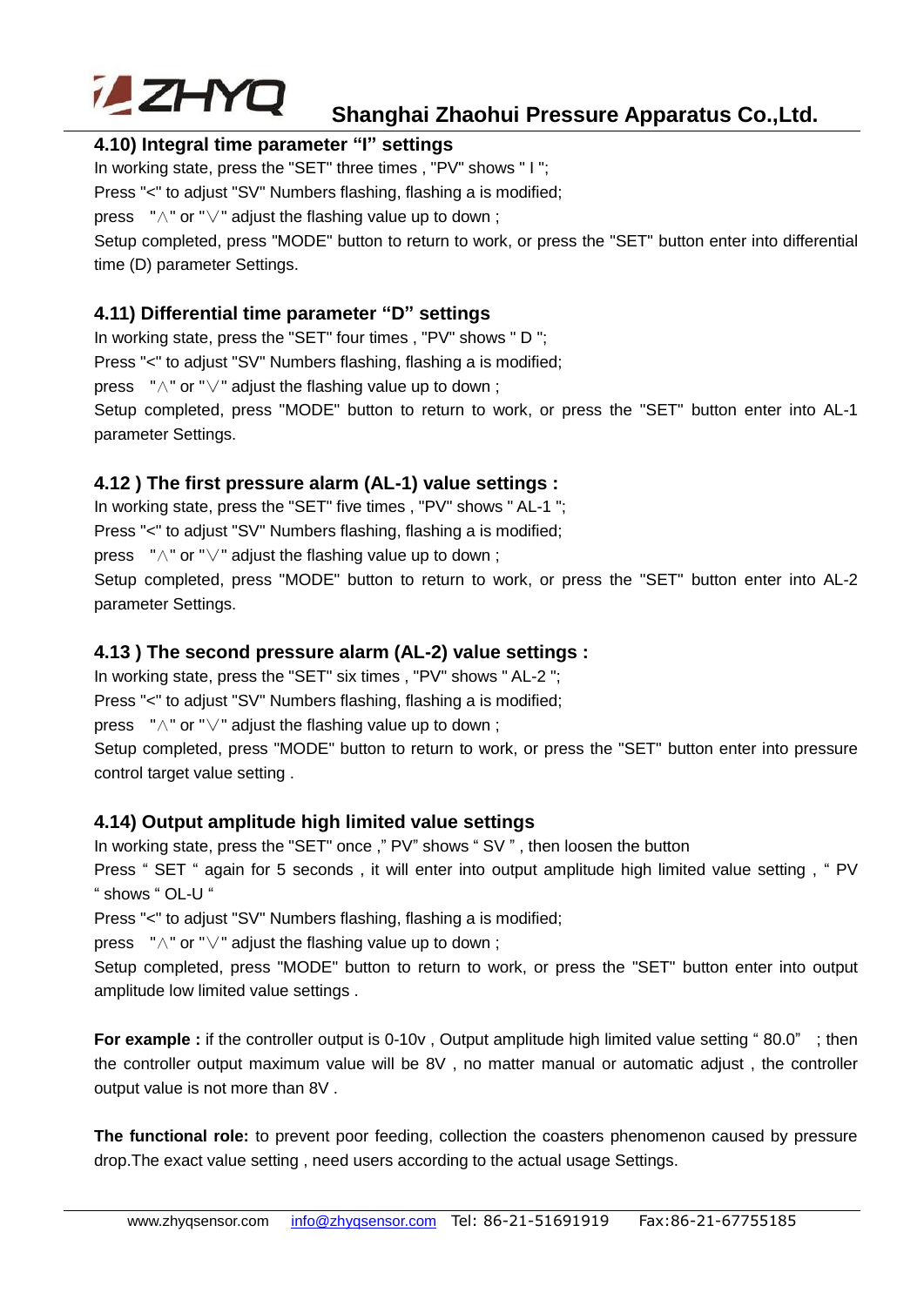### 4.10) Integral time parameter "I" settings

In working state, press the "SET" three times , "PV" shows " I ";

Press "<" to adjust "SV" Numbers flashing, flashing a is modified;

press "∧" or "∨" adjust the flashing value up to down ;

Setup completed, press "MODE" button to return to work, or press the "SET" button enter into differential time (D) parameter Settings.

### 4.11) Differential time parameter "D" settings

In working state, press the "SET" four times , "PV" shows " D ";

Press "<" to adjust "SV" Numbers flashing, flashing a is modified;

press "∧" or "∨" adjust the flashing value up to down ;

Setup completed, press "MODE" button to return to work, or press the "SET" button enter into AL-1 parameter Settings.

### 4.12 ) The first pressure alarm (AL-1) value settings :

In working state, press the "SET" five times , "PV" shows " AL-1 ";

Press "<" to adjust "SV" Numbers flashing, flashing a is modified;

press "∧" or "∨" adjust the flashing value up to down ;

Setup completed, press "MODE" button to return to work, or press the "SET" button enter into AL-2 parameter Settings.

### 4.13 ) The second pressure alarm (AL-2) value settings :

In working state, press the "SET" six times , "PV" shows " AL-2 ";

Press "<" to adjust "SV" Numbers flashing, flashing a is modified;

press "∧" or "∨" adjust the flashing value up to down ;

Setup completed, press "MODE" button to return to work, or press the "SET" button enter into pressure control target value setting .

### 4.14) Output amplitude high limited value settings

In working state, press the "SET" once ," PV" shows " SV " , then loosen the button

Press " SET " again for 5 seconds , it will enter into output amplitude high limited value setting , " PV " shows " OL-U "

Press "<" to adjust "SV" Numbers flashing, flashing a is modified;

press "∧" or "∨" adjust the flashing value up to down ;

Setup completed, press "MODE" button to return to work, or press the "SET" button enter into output amplitude low limited value settings .

**For example :** if the controller output is 0-10v , Output amplitude high limited value setting " 80.0" ; then the controller output maximum value will be 8V , no matter manual or automatic adjust , the controller output value is not more than 8V .

**The functional role:** to prevent poor feeding, collection the coasters phenomenon caused by pressure drop.The exact value setting , need users according to the actual usage Settings.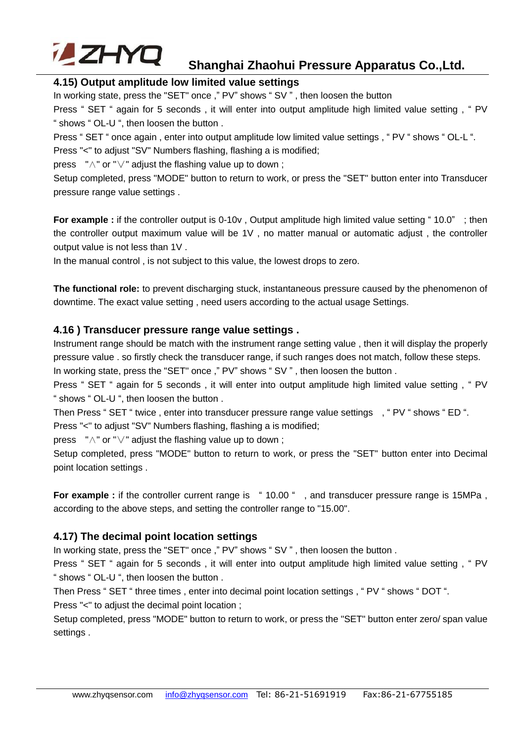### 4.15) Output amplitude low limited value settings

In working state, press the "SET" once ," PV" shows " SV " , then loosen the button

Press " SET " again for 5 seconds , it will enter into output amplitude high limited value setting , " PV " shows " OL-U ", then loosen the button .

Press " SET " once again , enter into output amplitude low limited value settings , " PV " shows " OL-L ".

Press "<" to adjust "SV" Numbers flashing, flashing a is modified;

press "∧" or "∨" adjust the flashing value up to down ;

Setup completed, press "MODE" button to return to work, or press the "SET" button enter into Transducer pressure range value settings .

**For example :** if the controller output is 0-10v , Output amplitude high limited value setting " 10.0" ; then the controller output maximum value will be 1V , no matter manual or automatic adjust , the controller output value is not less than 1V .

In the manual control , is not subject to this value, the lowest drops to zero.

**The functional role:** to prevent discharging stuck, instantaneous pressure caused by the phenomenon of downtime. The exact value setting , need users according to the actual usage Settings.

### 4.16 ) Transducer pressure range value settings .

Instrument range should be match with the instrument range setting value , then it will display the properly pressure value . so firstly check the transducer range, if such ranges does not match, follow these steps.

In working state, press the "SET" once ," PV" shows " SV " , then loosen the button .

Press " SET " again for 5 seconds , it will enter into output amplitude high limited value setting , " PV " shows " OL-U ", then loosen the button .

Then Press " SET " twice , enter into transducer pressure range value settings , " PV " shows " ED ".

Press "<" to adjust "SV" Numbers flashing, flashing a is modified;

press "∧" or "∨" adjust the flashing value up to down ;

Setup completed, press "MODE" button to return to work, or press the "SET" button enter into Decimal point location settings .

**For example :** if the controller current range is " 10.00 " , and transducer pressure range is 15MPa , according to the above steps, and setting the controller range to "15.00".

### 4.17) The decimal point location settings

In working state, press the "SET" once ," PV" shows " SV " , then loosen the button .

Press " SET " again for 5 seconds , it will enter into output amplitude high limited value setting , " PV " shows " OL-U ", then loosen the button .

Then Press " SET " three times , enter into decimal point location settings , " PV " shows " DOT ".

Press "<" to adjust the decimal point location ;

Setup completed, press "MODE" button to return to work, or press the "SET" button enter zero/ span value settings .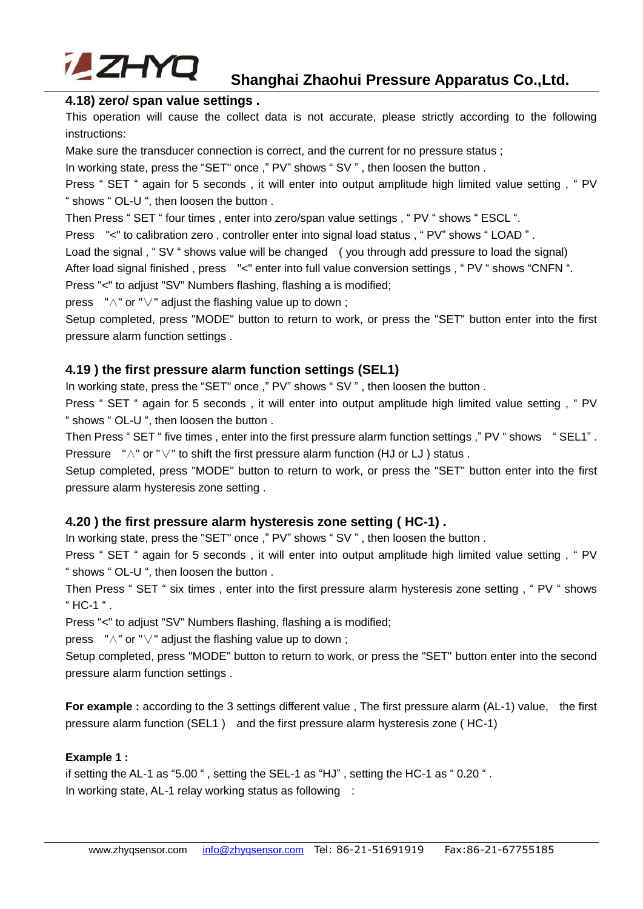### 4.18) zero/ span value settings .

This operation will cause the collect data is not accurate, please strictly according to the following instructions:

Make sure the transducer connection is correct, and the current for no pressure status ;

In working state, press the "SET" once ," PV" shows " SV " , then loosen the button .

Press " SET " again for 5 seconds , it will enter into output amplitude high limited value setting , " PV " shows " OL-U ", then loosen the button .

Then Press " SET " four times , enter into zero/span value settings , " PV " shows " ESCL ".

Press "<" to calibration zero , controller enter into signal load status , " PV" shows " LOAD " .

Load the signal , " SV " shows value will be changed ( you through add pressure to load the signal)

After load signal finished , press "<" enter into full value conversion settings , " PV " shows "CNFN ".

Press "<" to adjust "SV" Numbers flashing, flashing a is modified;

press "∧" or "∨" adjust the flashing value up to down ;

Setup completed, press "MODE" button to return to work, or press the "SET" button enter into the first pressure alarm function settings .

### 4.19 ) the first pressure alarm function settings (SEL1)

In working state, press the "SET" once ," PV" shows " SV " , then loosen the button .

Press " SET " again for 5 seconds , it will enter into output amplitude high limited value setting , " PV " shows " OL-U ", then loosen the button .

Then Press " SET " five times , enter into the first pressure alarm function settings ," PV " shows " SEL1" .

Pressure "∧" or "∨" to shift the first pressure alarm function (HJ or LJ ) status .

Setup completed, press "MODE" button to return to work, or press the "SET" button enter into the first pressure alarm hysteresis zone setting .

### 4.20 ) the first pressure alarm hysteresis zone setting ( HC-1) .

In working state, press the "SET" once ," PV" shows " SV " , then loosen the button .

Press " SET " again for 5 seconds , it will enter into output amplitude high limited value setting , " PV " shows " OL-U ", then loosen the button .

Then Press " SET " six times , enter into the first pressure alarm hysteresis zone setting , " PV " shows " HC-1 " .

Press "<" to adjust "SV" Numbers flashing, flashing a is modified;

press "∧" or "∨" adjust the flashing value up to down ;

Setup completed, press "MODE" button to return to work, or press the "SET" button enter into the second pressure alarm function settings .

**For example :** according to the 3 settings different value , The first pressure alarm (AL-1) value, the first pressure alarm function (SEL1 ) and the first pressure alarm hysteresis zone ( HC-1)

**Example 1 :**

if setting the AL-1 as "5.00 " , setting the SEL-1 as "HJ" , setting the HC-1 as " 0.20 " .

In working state, AL-1 relay working status as following :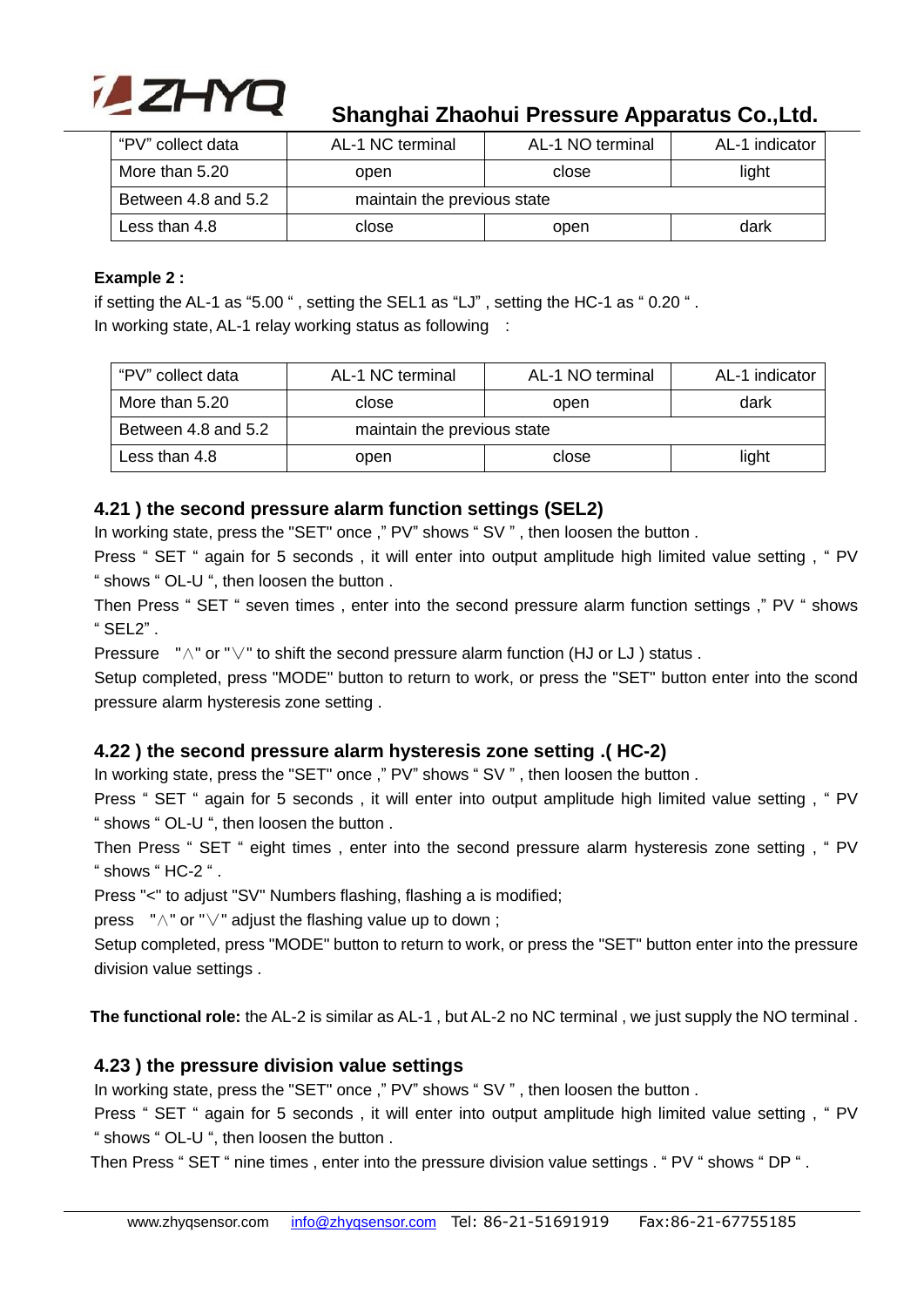| "PV" collect data | AL-1 NC terminal | AL-1 NO terminal | AL-1 indicator |
|---|---|---|---|
| More than 5.20 | open | close | light |
| Between 4.8 and 5.2 | maintain the previous state | | |
| Less than 4.8 | close | open | dark |

**Example 2 :**

if setting the AL-1 as "5.00 " , setting the SEL1 as "LJ" , setting the HC-1 as " 0.20 " .

In working state, AL-1 relay working status as following :

| "PV" collect data | AL-1 NC terminal | AL-1 NO terminal | AL-1 indicator |
|---|---|---|---|
| More than 5.20 | close | open | dark |
| Between 4.8 and 5.2 | maintain the previous state | | |
| Less than 4.8 | open | close | light |

### 4.21 ) the second pressure alarm function settings (SEL2)

In working state, press the "SET" once ," PV" shows " SV " , then loosen the button .

Press " SET " again for 5 seconds , it will enter into output amplitude high limited value setting , " PV " shows " OL-U ", then loosen the button .

Then Press " SET " seven times , enter into the second pressure alarm function settings ," PV " shows " SEL2" .

Pressure "∧" or "∨" to shift the second pressure alarm function (HJ or LJ ) status .

Setup completed, press "MODE" button to return to work, or press the "SET" button enter into the scond pressure alarm hysteresis zone setting .

### 4.22 ) the second pressure alarm hysteresis zone setting .( HC-2)

In working state, press the "SET" once ," PV" shows " SV " , then loosen the button .

Press " SET " again for 5 seconds , it will enter into output amplitude high limited value setting , " PV " shows " OL-U ", then loosen the button .

Then Press " SET " eight times , enter into the second pressure alarm hysteresis zone setting , " PV " shows " HC-2 " .

Press "<" to adjust "SV" Numbers flashing, flashing a is modified;

press "∧" or "∨" adjust the flashing value up to down ;

Setup completed, press "MODE" button to return to work, or press the "SET" button enter into the pressure division value settings .

**The functional role:** the AL-2 is similar as AL-1 , but AL-2 no NC terminal , we just supply the NO terminal .

### 4.23 ) the pressure division value settings

In working state, press the "SET" once ," PV" shows " SV " , then loosen the button .

Press " SET " again for 5 seconds , it will enter into output amplitude high limited value setting , " PV " shows " OL-U ", then loosen the button .

Then Press " SET " nine times , enter into the pressure division value settings . " PV " shows " DP " .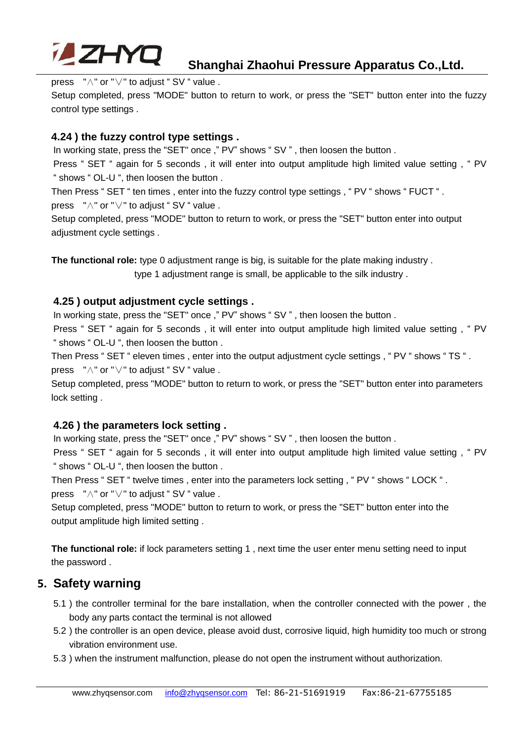press "∧" or "∨" to adjust " SV " value .

Setup completed, press "MODE" button to return to work, or press the "SET" button enter into the fuzzy control type settings .

### 4.24 ) the fuzzy control type settings .

In working state, press the "SET" once ," PV" shows " SV " , then loosen the button .

Press " SET " again for 5 seconds , it will enter into output amplitude high limited value setting , " PV " shows " OL-U ", then loosen the button .

Then Press " SET " ten times , enter into the fuzzy control type settings , " PV " shows " FUCT " .

press "∧" or "∨" to adjust " SV " value .

Setup completed, press "MODE" button to return to work, or press the "SET" button enter into output adjustment cycle settings .

**The functional role:** type 0 adjustment range is big, is suitable for the plate making industry .
type 1 adjustment range is small, be applicable to the silk industry .

### 4.25 ) output adjustment cycle settings .

In working state, press the "SET" once ," PV" shows " SV " , then loosen the button .

Press " SET " again for 5 seconds , it will enter into output amplitude high limited value setting , " PV " shows " OL-U ", then loosen the button .

Then Press " SET " eleven times , enter into the output adjustment cycle settings , " PV " shows " TS " .

press "∧" or "∨" to adjust " SV " value .

Setup completed, press "MODE" button to return to work, or press the "SET" button enter into parameters lock setting .

### 4.26 ) the parameters lock setting .

In working state, press the "SET" once ," PV" shows " SV " , then loosen the button .

Press " SET " again for 5 seconds , it will enter into output amplitude high limited value setting , " PV " shows " OL-U ", then loosen the button .

Then Press " SET " twelve times , enter into the parameters lock setting , " PV " shows " LOCK " .

press "∧" or "∨" to adjust " SV " value .

Setup completed, press "MODE" button to return to work, or press the "SET" button enter into the output amplitude high limited setting .

**The functional role:** if lock parameters setting 1 , next time the user enter menu setting need to input the password .

## 5. Safety warning

5.1 ) the controller terminal for the bare installation, when the controller connected with the power , the body any parts contact the terminal is not allowed

5.2 ) the controller is an open device, please avoid dust, corrosive liquid, high humidity too much or strong vibration environment use.

5.3 ) when the instrument malfunction, please do not open the instrument without authorization.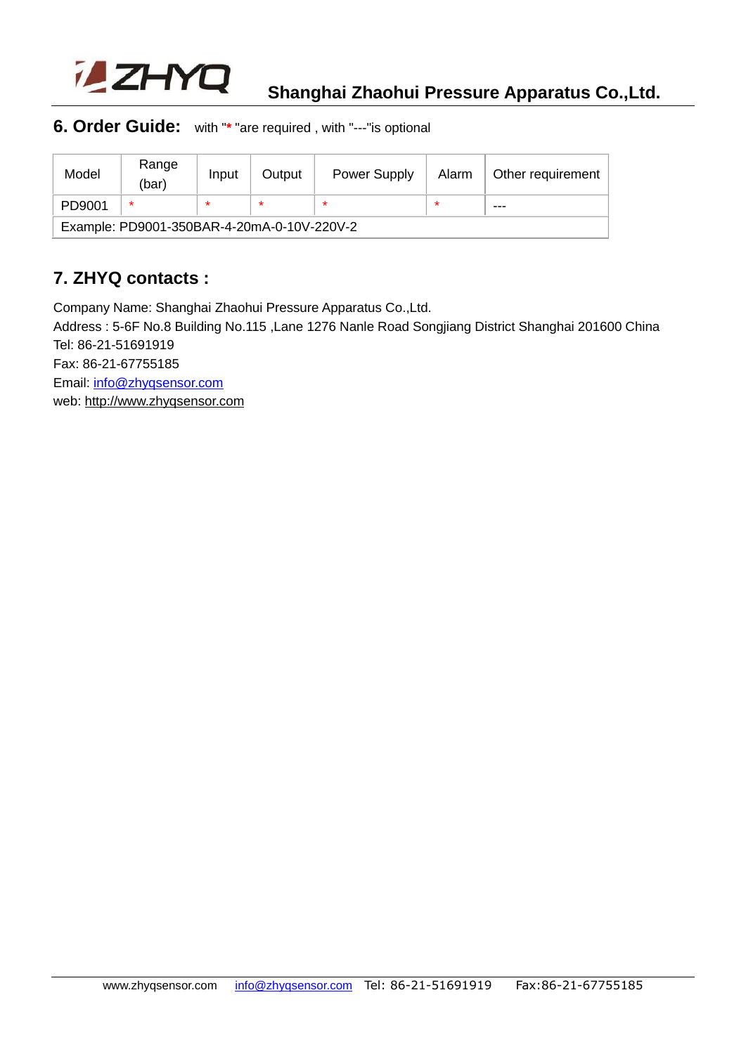## 6. Order Guide: with "*" "are required , with "---"is optional

| Model | Range (bar) | Input | Output | Power Supply | Alarm | Other requirement |
|---|---|---|---|---|---|---|
| PD9001 | * | * | * | * | * | --- |
| Example: PD9001-350BAR-4-20mA-0-10V-220V-2 | | | | | | |

## 7. ZHYQ contacts :

Company Name: Shanghai Zhaohui Pressure Apparatus Co.,Ltd.
Address : 5-6F No.8 Building No.115 ,Lane 1276 Nanle Road Songjiang District Shanghai 201600 China
Tel: 86-21-51691919
Fax: 86-21-67755185
Email: info@zhyqsensor.com
web: http://www.zhyqsensor.com